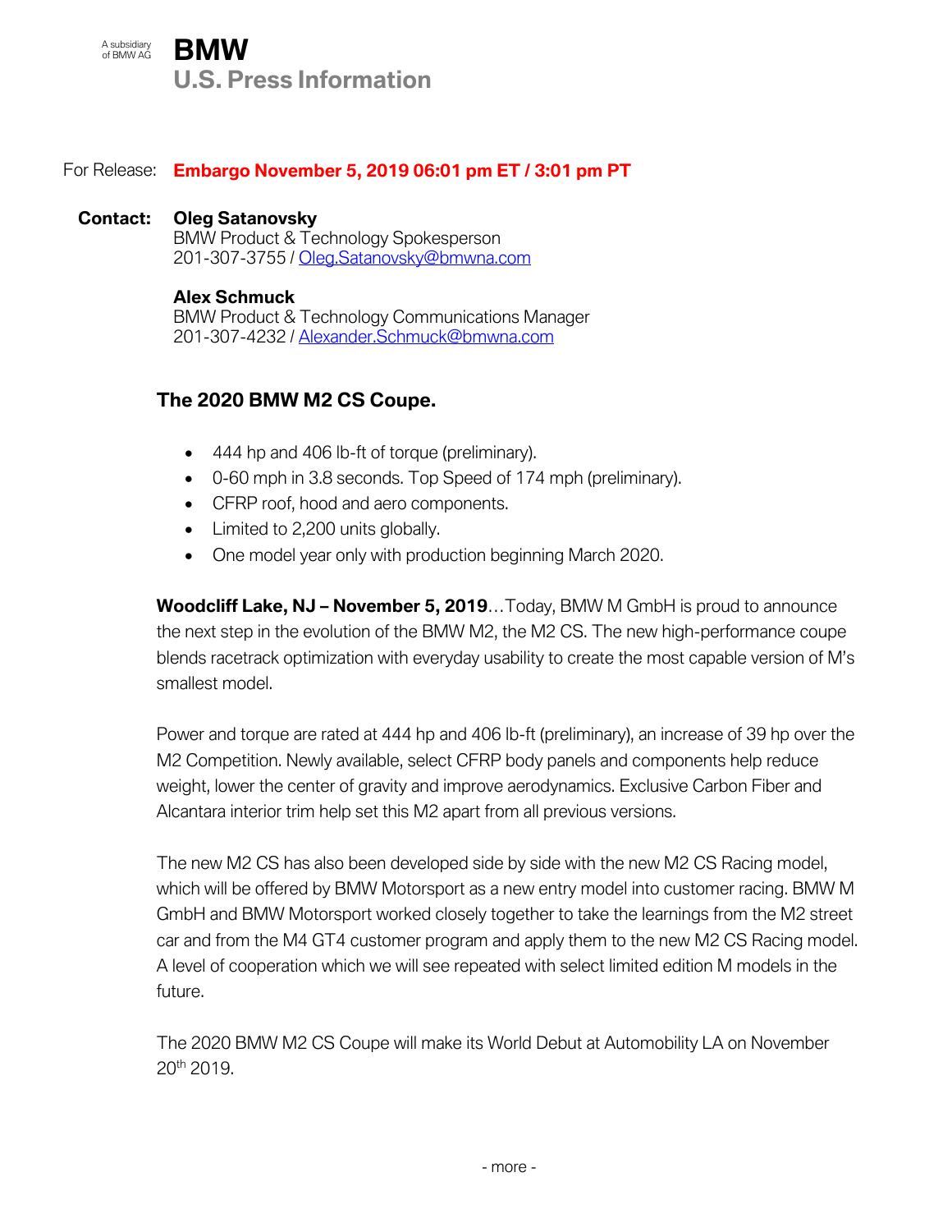A subsidiary of BMW AG

**BMW**
**U.S. Press Information**

For Release: **Embargo November 5, 2019 06:01 pm ET / 3:01 pm PT**

**Contact:** **Oleg Satanovsky**
BMW Product & Technology Spokesperson
201-307-3755 / Oleg.Satanovsky@bmwna.com

**Alex Schmuck**
BMW Product & Technology Communications Manager
201-307-4232 / Alexander.Schmuck@bmwna.com

## The 2020 BMW M2 CS Coupe.

- 444 hp and 406 lb-ft of torque (preliminary).
- 0-60 mph in 3.8 seconds. Top Speed of 174 mph (preliminary).
- CFRP roof, hood and aero components.
- Limited to 2,200 units globally.
- One model year only with production beginning March 2020.

**Woodcliff Lake, NJ – November 5, 2019**…Today, BMW M GmbH is proud to announce the next step in the evolution of the BMW M2, the M2 CS. The new high-performance coupe blends racetrack optimization with everyday usability to create the most capable version of M's smallest model.

Power and torque are rated at 444 hp and 406 lb-ft (preliminary), an increase of 39 hp over the M2 Competition. Newly available, select CFRP body panels and components help reduce weight, lower the center of gravity and improve aerodynamics. Exclusive Carbon Fiber and Alcantara interior trim help set this M2 apart from all previous versions.

The new M2 CS has also been developed side by side with the new M2 CS Racing model, which will be offered by BMW Motorsport as a new entry model into customer racing. BMW M GmbH and BMW Motorsport worked closely together to take the learnings from the M2 street car and from the M4 GT4 customer program and apply them to the new M2 CS Racing model. A level of cooperation which we will see repeated with select limited edition M models in the future.

The 2020 BMW M2 CS Coupe will make its World Debut at Automobility LA on November 20th 2019.

- more -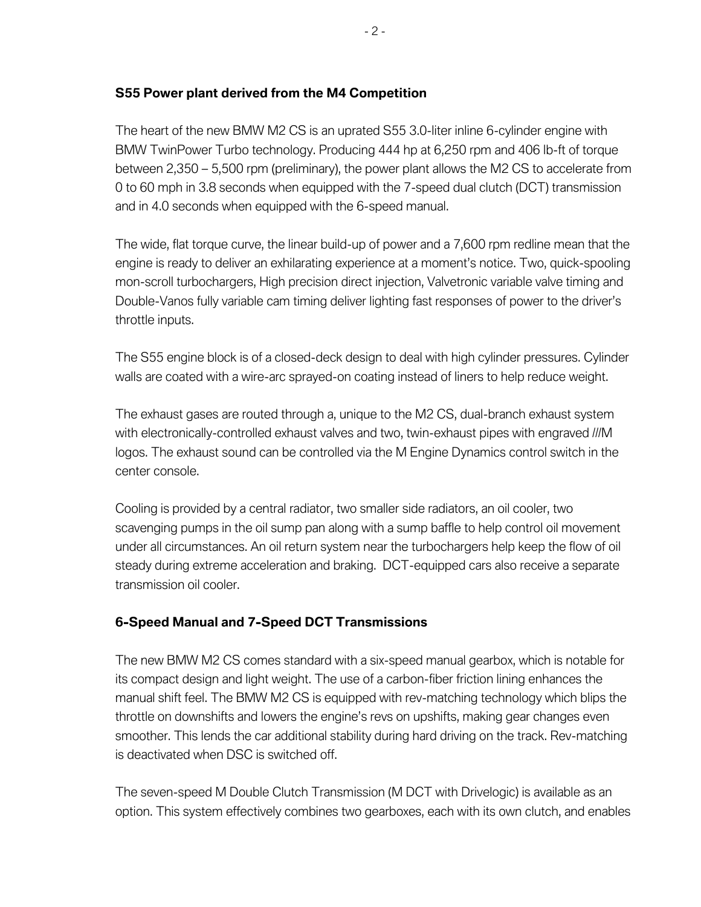## S55 Power plant derived from the M4 Competition

The heart of the new BMW M2 CS is an uprated S55 3.0-liter inline 6-cylinder engine with BMW TwinPower Turbo technology. Producing 444 hp at 6,250 rpm and 406 lb-ft of torque between 2,350 – 5,500 rpm (preliminary), the power plant allows the M2 CS to accelerate from 0 to 60 mph in 3.8 seconds when equipped with the 7-speed dual clutch (DCT) transmission and in 4.0 seconds when equipped with the 6-speed manual.

The wide, flat torque curve, the linear build-up of power and a 7,600 rpm redline mean that the engine is ready to deliver an exhilarating experience at a moment's notice. Two, quick-spooling mon-scroll turbochargers, High precision direct injection, Valvetronic variable valve timing and Double-Vanos fully variable cam timing deliver lighting fast responses of power to the driver's throttle inputs.

The S55 engine block is of a closed-deck design to deal with high cylinder pressures. Cylinder walls are coated with a wire-arc sprayed-on coating instead of liners to help reduce weight.

The exhaust gases are routed through a, unique to the M2 CS, dual-branch exhaust system with electronically-controlled exhaust valves and two, twin-exhaust pipes with engraved ///M logos. The exhaust sound can be controlled via the M Engine Dynamics control switch in the center console.

Cooling is provided by a central radiator, two smaller side radiators, an oil cooler, two scavenging pumps in the oil sump pan along with a sump baffle to help control oil movement under all circumstances. An oil return system near the turbochargers help keep the flow of oil steady during extreme acceleration and braking. DCT-equipped cars also receive a separate transmission oil cooler.

## 6-Speed Manual and 7-Speed DCT Transmissions

The new BMW M2 CS comes standard with a six-speed manual gearbox, which is notable for its compact design and light weight. The use of a carbon-fiber friction lining enhances the manual shift feel. The BMW M2 CS is equipped with rev-matching technology which blips the throttle on downshifts and lowers the engine's revs on upshifts, making gear changes even smoother. This lends the car additional stability during hard driving on the track. Rev-matching is deactivated when DSC is switched off.

The seven-speed M Double Clutch Transmission (M DCT with Drivelogic) is available as an option. This system effectively combines two gearboxes, each with its own clutch, and enables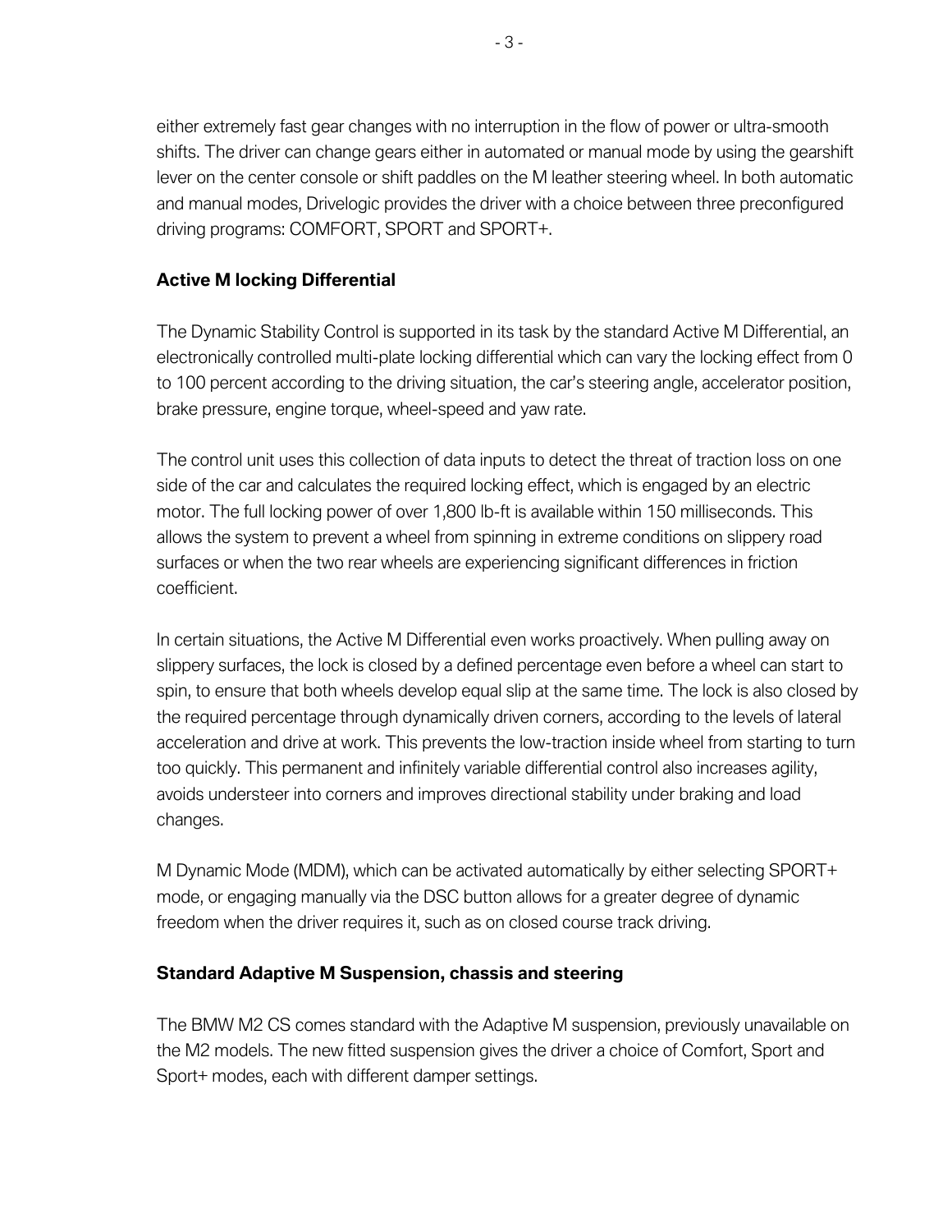either extremely fast gear changes with no interruption in the flow of power or ultra-smooth shifts. The driver can change gears either in automated or manual mode by using the gearshift lever on the center console or shift paddles on the M leather steering wheel. In both automatic and manual modes, Drivelogic provides the driver with a choice between three preconfigured driving programs: COMFORT, SPORT and SPORT+.

**Active M locking Differential**

The Dynamic Stability Control is supported in its task by the standard Active M Differential, an electronically controlled multi-plate locking differential which can vary the locking effect from 0 to 100 percent according to the driving situation, the car's steering angle, accelerator position, brake pressure, engine torque, wheel-speed and yaw rate.

The control unit uses this collection of data inputs to detect the threat of traction loss on one side of the car and calculates the required locking effect, which is engaged by an electric motor. The full locking power of over 1,800 lb-ft is available within 150 milliseconds. This allows the system to prevent a wheel from spinning in extreme conditions on slippery road surfaces or when the two rear wheels are experiencing significant differences in friction coefficient.

In certain situations, the Active M Differential even works proactively. When pulling away on slippery surfaces, the lock is closed by a defined percentage even before a wheel can start to spin, to ensure that both wheels develop equal slip at the same time. The lock is also closed by the required percentage through dynamically driven corners, according to the levels of lateral acceleration and drive at work. This prevents the low-traction inside wheel from starting to turn too quickly. This permanent and infinitely variable differential control also increases agility, avoids understeer into corners and improves directional stability under braking and load changes.

M Dynamic Mode (MDM), which can be activated automatically by either selecting SPORT+ mode, or engaging manually via the DSC button allows for a greater degree of dynamic freedom when the driver requires it, such as on closed course track driving.

**Standard Adaptive M Suspension, chassis and steering**

The BMW M2 CS comes standard with the Adaptive M suspension, previously unavailable on the M2 models. The new fitted suspension gives the driver a choice of Comfort, Sport and Sport+ modes, each with different damper settings.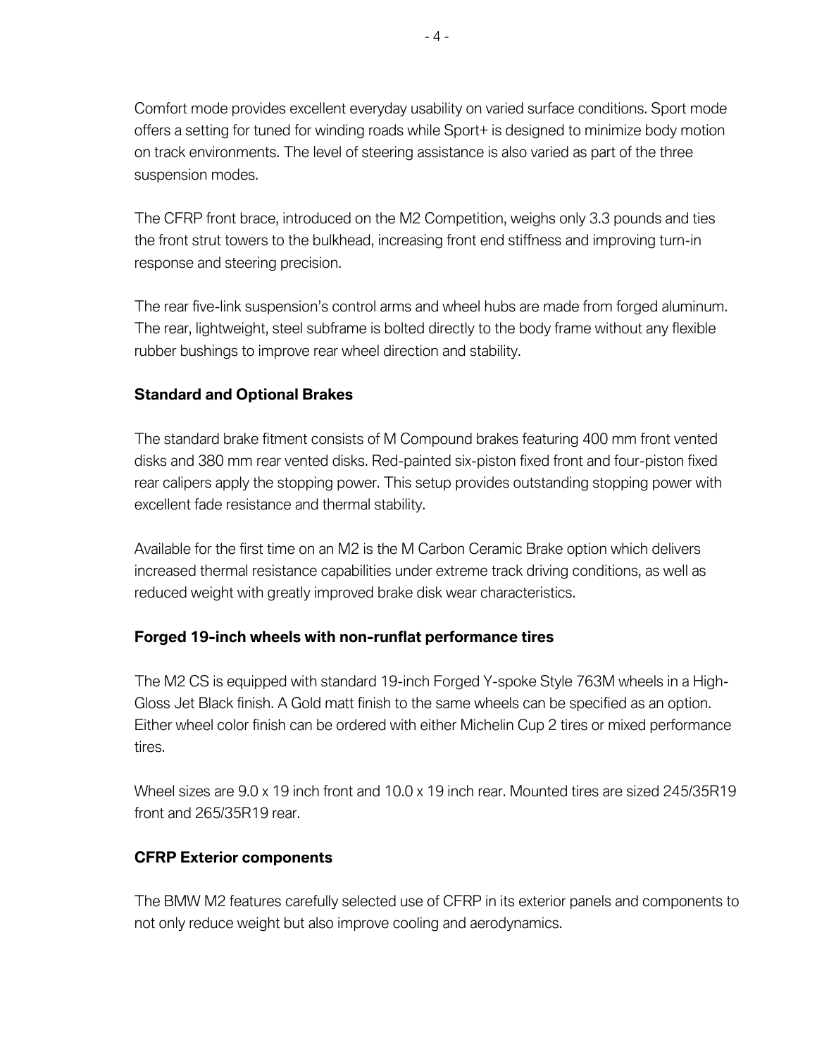Comfort mode provides excellent everyday usability on varied surface conditions. Sport mode offers a setting for tuned for winding roads while Sport+ is designed to minimize body motion on track environments. The level of steering assistance is also varied as part of the three suspension modes.

The CFRP front brace, introduced on the M2 Competition, weighs only 3.3 pounds and ties the front strut towers to the bulkhead, increasing front end stiffness and improving turn-in response and steering precision.

The rear five-link suspension's control arms and wheel hubs are made from forged aluminum. The rear, lightweight, steel subframe is bolted directly to the body frame without any flexible rubber bushings to improve rear wheel direction and stability.

**Standard and Optional Brakes**

The standard brake fitment consists of M Compound brakes featuring 400 mm front vented disks and 380 mm rear vented disks. Red-painted six-piston fixed front and four-piston fixed rear calipers apply the stopping power. This setup provides outstanding stopping power with excellent fade resistance and thermal stability.

Available for the first time on an M2 is the M Carbon Ceramic Brake option which delivers increased thermal resistance capabilities under extreme track driving conditions, as well as reduced weight with greatly improved brake disk wear characteristics.

**Forged 19-inch wheels with non-runflat performance tires**

The M2 CS is equipped with standard 19-inch Forged Y-spoke Style 763M wheels in a High-Gloss Jet Black finish. A Gold matt finish to the same wheels can be specified as an option. Either wheel color finish can be ordered with either Michelin Cup 2 tires or mixed performance tires.

Wheel sizes are 9.0 x 19 inch front and 10.0 x 19 inch rear. Mounted tires are sized 245/35R19 front and 265/35R19 rear.

**CFRP Exterior components**

The BMW M2 features carefully selected use of CFRP in its exterior panels and components to not only reduce weight but also improve cooling and aerodynamics.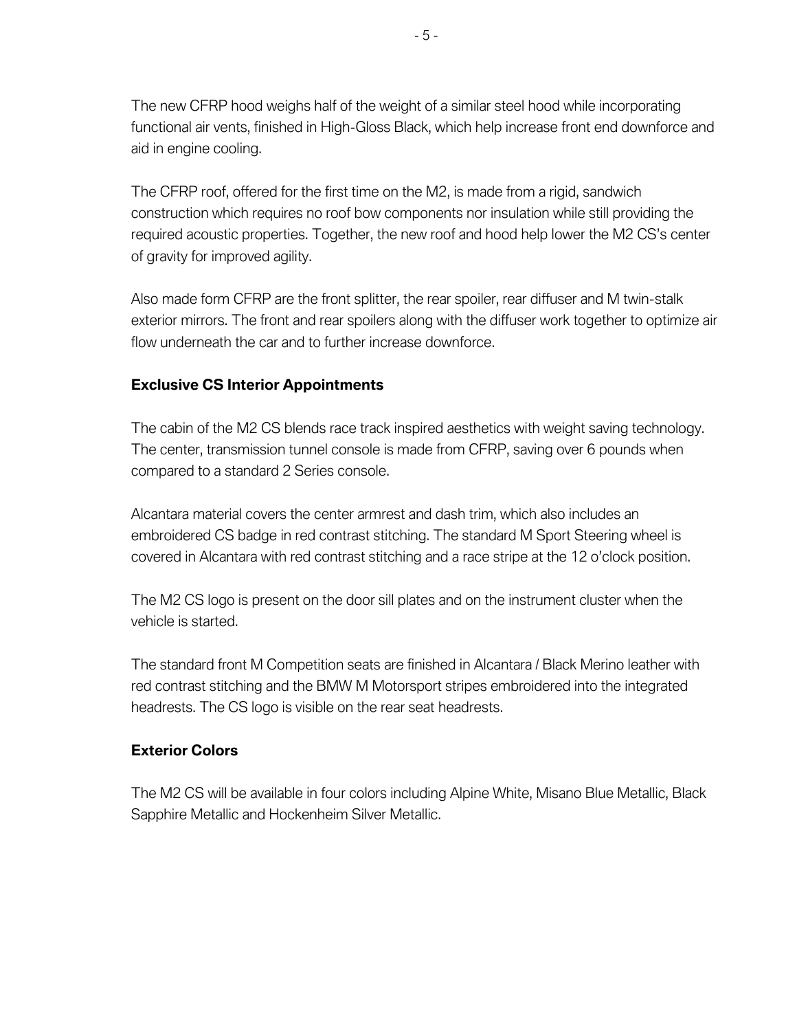The new CFRP hood weighs half of the weight of a similar steel hood while incorporating functional air vents, finished in High-Gloss Black, which help increase front end downforce and aid in engine cooling.

The CFRP roof, offered for the first time on the M2, is made from a rigid, sandwich construction which requires no roof bow components nor insulation while still providing the required acoustic properties. Together, the new roof and hood help lower the M2 CS's center of gravity for improved agility.

Also made form CFRP are the front splitter, the rear spoiler, rear diffuser and M twin-stalk exterior mirrors. The front and rear spoilers along with the diffuser work together to optimize air flow underneath the car and to further increase downforce.

**Exclusive CS Interior Appointments**

The cabin of the M2 CS blends race track inspired aesthetics with weight saving technology. The center, transmission tunnel console is made from CFRP, saving over 6 pounds when compared to a standard 2 Series console.

Alcantara material covers the center armrest and dash trim, which also includes an embroidered CS badge in red contrast stitching. The standard M Sport Steering wheel is covered in Alcantara with red contrast stitching and a race stripe at the 12 o'clock position.

The M2 CS logo is present on the door sill plates and on the instrument cluster when the vehicle is started.

The standard front M Competition seats are finished in Alcantara / Black Merino leather with red contrast stitching and the BMW M Motorsport stripes embroidered into the integrated headrests. The CS logo is visible on the rear seat headrests.

**Exterior Colors**

The M2 CS will be available in four colors including Alpine White, Misano Blue Metallic, Black Sapphire Metallic and Hockenheim Silver Metallic.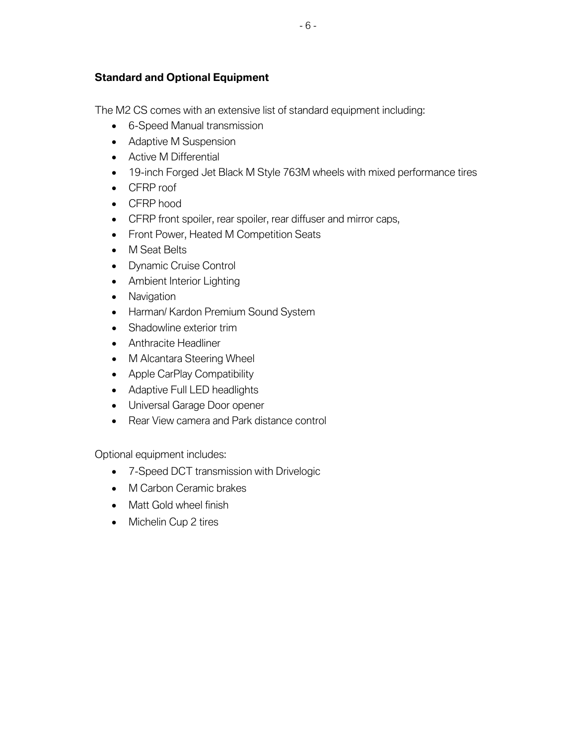**Standard and Optional Equipment**

The M2 CS comes with an extensive list of standard equipment including:

- 6-Speed Manual transmission
- Adaptive M Suspension
- Active M Differential
- 19-inch Forged Jet Black M Style 763M wheels with mixed performance tires
- CFRP roof
- CFRP hood
- CFRP front spoiler, rear spoiler, rear diffuser and mirror caps,
- Front Power, Heated M Competition Seats
- M Seat Belts
- Dynamic Cruise Control
- Ambient Interior Lighting
- Navigation
- Harman/ Kardon Premium Sound System
- Shadowline exterior trim
- Anthracite Headliner
- M Alcantara Steering Wheel
- Apple CarPlay Compatibility
- Adaptive Full LED headlights
- Universal Garage Door opener
- Rear View camera and Park distance control

Optional equipment includes:

- 7-Speed DCT transmission with Drivelogic
- M Carbon Ceramic brakes
- Matt Gold wheel finish
- Michelin Cup 2 tires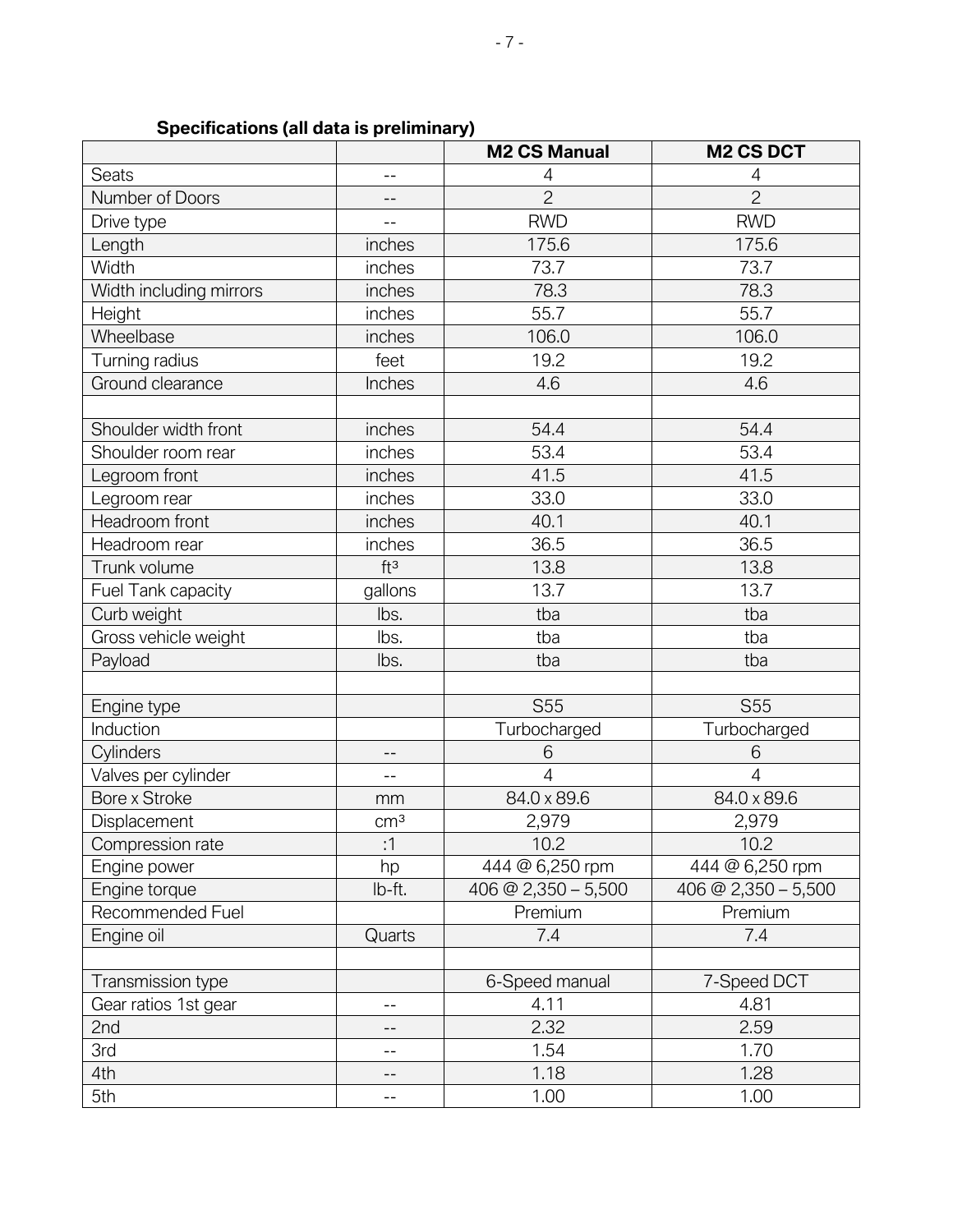**Specifications (all data is preliminary)**

| | | M2 CS Manual | M2 CS DCT |
|---|---|---|---|
| Seats | -- | 4 | 4 |
| Number of Doors | -- | 2 | 2 |
| Drive type | -- | RWD | RWD |
| Length | inches | 175.6 | 175.6 |
| Width | inches | 73.7 | 73.7 |
| Width including mirrors | inches | 78.3 | 78.3 |
| Height | inches | 55.7 | 55.7 |
| Wheelbase | inches | 106.0 | 106.0 |
| Turning radius | feet | 19.2 | 19.2 |
| Ground clearance | Inches | 4.6 | 4.6 |
| | | | |
| Shoulder width front | inches | 54.4 | 54.4 |
| Shoulder room rear | inches | 53.4 | 53.4 |
| Legroom front | inches | 41.5 | 41.5 |
| Legroom rear | inches | 33.0 | 33.0 |
| Headroom front | inches | 40.1 | 40.1 |
| Headroom rear | inches | 36.5 | 36.5 |
| Trunk volume | $ft^3$ | 13.8 | 13.8 |
| Fuel Tank capacity | gallons | 13.7 | 13.7 |
| Curb weight | lbs. | tba | tba |
| Gross vehicle weight | lbs. | tba | tba |
| Payload | lbs. | tba | tba |
| | | | |
| Engine type | | S55 | S55 |
| Induction | | Turbocharged | Turbocharged |
| Cylinders | -- | 6 | 6 |
| Valves per cylinder | -- | 4 | 4 |
| Bore x Stroke | mm | 84.0 x 89.6 | 84.0 x 89.6 |
| Displacement | $cm^3$ | 2,979 | 2,979 |
| Compression rate | :1 | 10.2 | 10.2 |
| Engine power | hp | 444 @ 6,250 rpm | 444 @ 6,250 rpm |
| Engine torque | lb-ft. | 406 @ 2,350 – 5,500 | 406 @ 2,350 – 5,500 |
| Recommended Fuel | | Premium | Premium |
| Engine oil | Quarts | 7.4 | 7.4 |
| | | | |
| Transmission type | | 6-Speed manual | 7-Speed DCT |
| Gear ratios 1st gear | -- | 4.11 | 4.81 |
| 2nd | -- | 2.32 | 2.59 |
| 3rd | -- | 1.54 | 1.70 |
| 4th | -- | 1.18 | 1.28 |
| 5th | -- | 1.00 | 1.00 |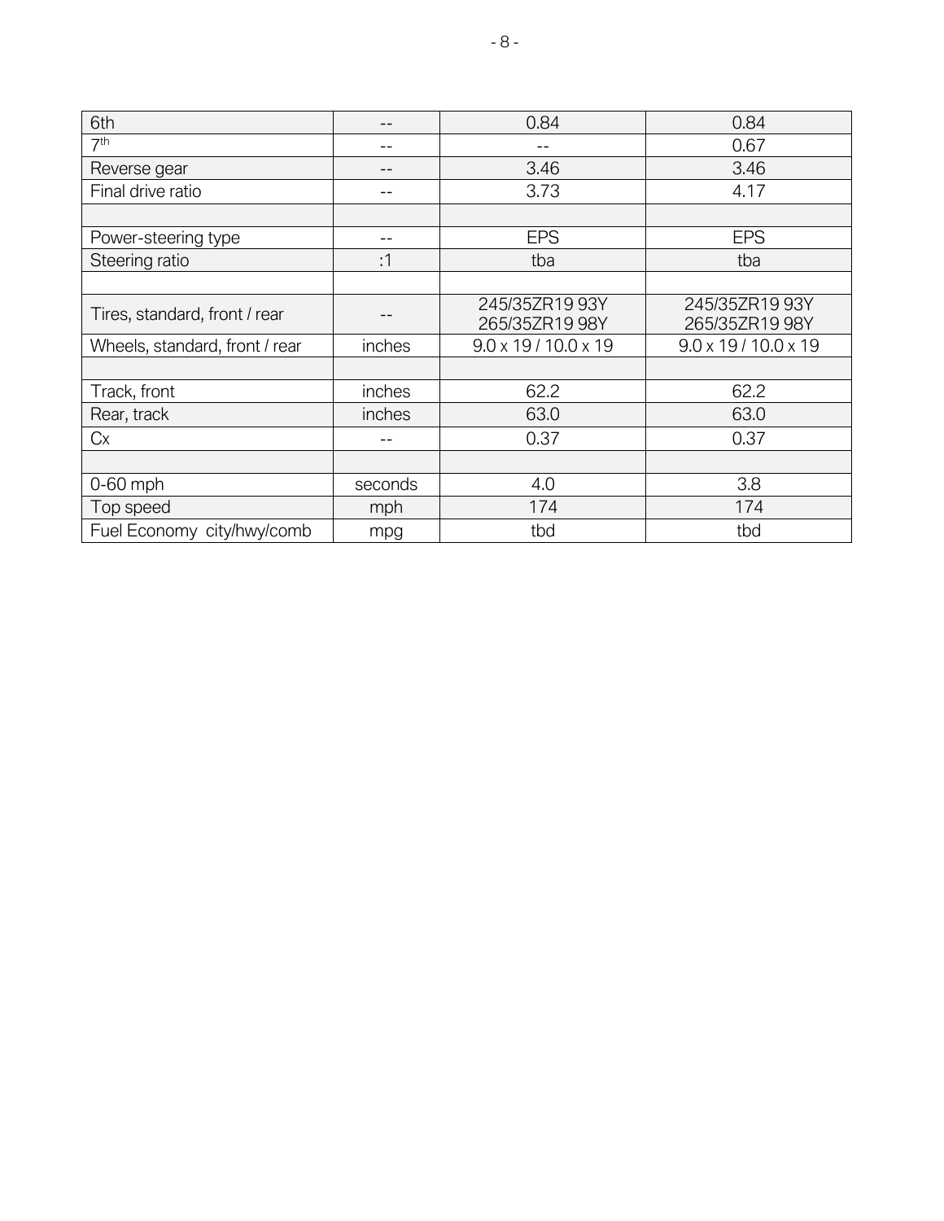| | | | |
|---|---|---|---|
| 6th | -- | 0.84 | 0.84 |
| 7th | -- | -- | 0.67 |
| Reverse gear | -- | 3.46 | 3.46 |
| Final drive ratio | -- | 3.73 | 4.17 |
| | | | |
| Power-steering type | -- | EPS | EPS |
| Steering ratio | :1 | tba | tba |
| | | | |
| Tires, standard, front / rear | -- | 245/35ZR19 93Y 265/35ZR19 98Y | 245/35ZR19 93Y 265/35ZR19 98Y |
| Wheels, standard, front / rear | inches | 9.0 x 19 / 10.0 x 19 | 9.0 x 19 / 10.0 x 19 |
| | | | |
| Track, front | inches | 62.2 | 62.2 |
| Rear, track | inches | 63.0 | 63.0 |
| Cx | -- | 0.37 | 0.37 |
| | | | |
| 0-60 mph | seconds | 4.0 | 3.8 |
| Top speed | mph | 174 | 174 |
| Fuel Economy city/hwy/comb | mpg | tbd | tbd |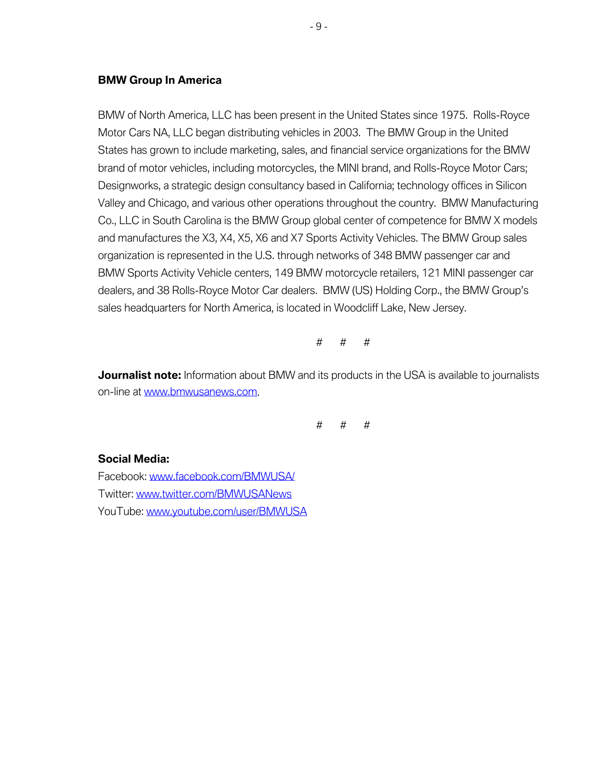**BMW Group In America**

BMW of North America, LLC has been present in the United States since 1975. Rolls-Royce Motor Cars NA, LLC began distributing vehicles in 2003. The BMW Group in the United States has grown to include marketing, sales, and financial service organizations for the BMW brand of motor vehicles, including motorcycles, the MINI brand, and Rolls-Royce Motor Cars; Designworks, a strategic design consultancy based in California; technology offices in Silicon Valley and Chicago, and various other operations throughout the country. BMW Manufacturing Co., LLC in South Carolina is the BMW Group global center of competence for BMW X models and manufactures the X3, X4, X5, X6 and X7 Sports Activity Vehicles. The BMW Group sales organization is represented in the U.S. through networks of 348 BMW passenger car and BMW Sports Activity Vehicle centers, 149 BMW motorcycle retailers, 121 MINI passenger car dealers, and 38 Rolls-Royce Motor Car dealers. BMW (US) Holding Corp., the BMW Group's sales headquarters for North America, is located in Woodcliff Lake, New Jersey.

# # #

**Journalist note:** Information about BMW and its products in the USA is available to journalists on-line at www.bmwusanews.com.

# # #

**Social Media:**

Facebook: www.facebook.com/BMWUSA/

Twitter: www.twitter.com/BMWUSANews

YouTube: www.youtube.com/user/BMWUSA